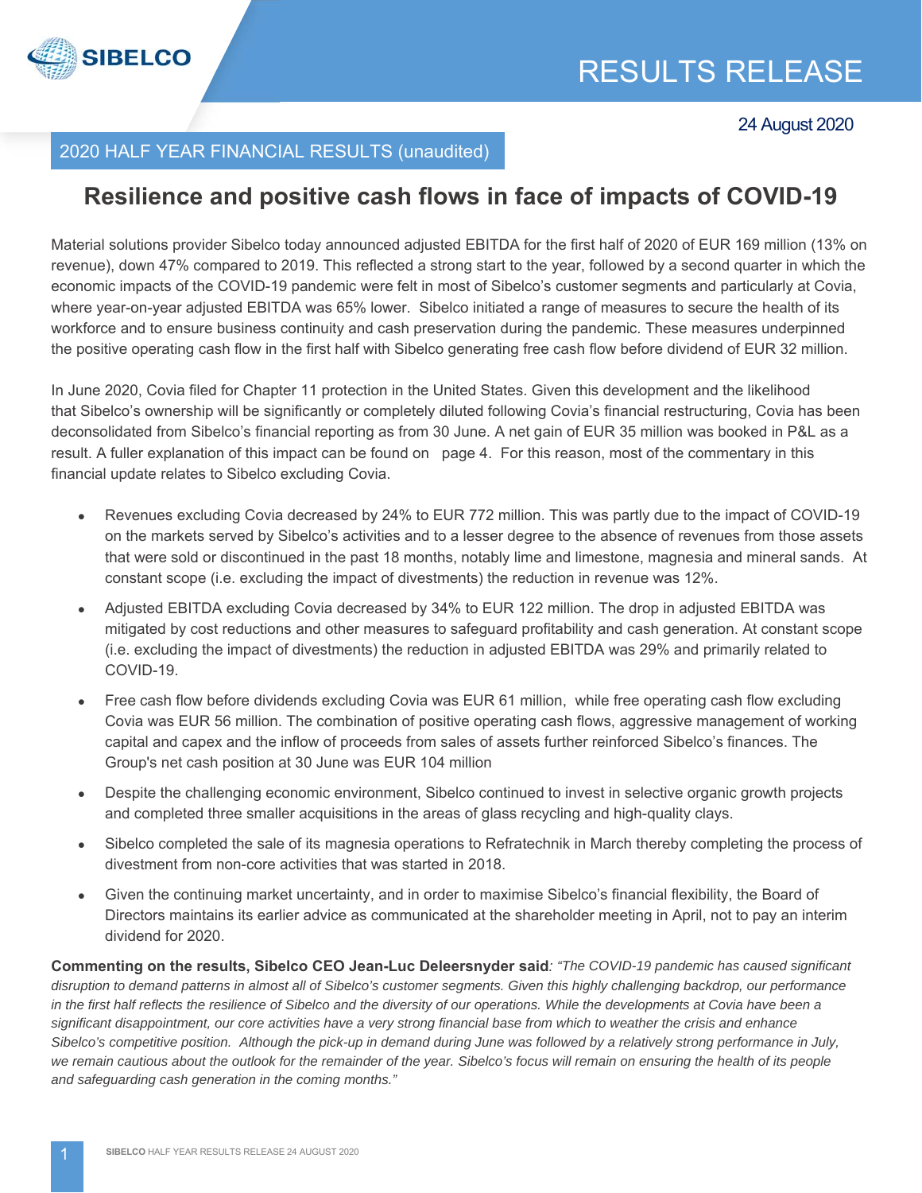# RESULTS RELEASE

24 August 2020

## 2020 HALF YEAR FINANCIAL RESULTS (unaudited)

## Resilience and positive cash flows in face of impacts of COVID-19

Material solutions provider Sibelco today announced adjusted EBITDA for the first half of 2020 of EUR 169 million (13% on revenue), down 47% compared to 2019. This reflected a strong start to the year, followed by a second quarter in which the economic impacts of the COVID-19 pandemic were felt in most of Sibelco's customer segments and particularly at Covia, where year-on-year adjusted EBITDA was 65% lower. Sibelco initiated a range of measures to secure the health of its workforce and to ensure business continuity and cash preservation during the pandemic. These measures underpinned the positive operating cash flow in the first half with Sibelco generating free cash flow before dividend of EUR 32 million.

In June 2020, Covia filed for Chapter 11 protection in the United States. Given this development and the likelihood that Sibelco's ownership will be significantly or completely diluted following Covia's financial restructuring, Covia has been deconsolidated from Sibelco's financial reporting as from 30 June. A net gain of EUR 35 million was booked in P&L as a result. A fuller explanation of this impact can be found on page 4. For this reason, most of the commentary in this financial update relates to Sibelco excluding Covia.

- Revenues excluding Covia decreased by 24% to EUR 772 million. This was partly due to the impact of COVID-19 on the markets served by Sibelco's activities and to a lesser degree to the absence of revenues from those assets that were sold or discontinued in the past 18 months, notably lime and limestone, magnesia and mineral sands. At constant scope (i.e. excluding the impact of divestments) the reduction in revenue was 12%.
- Adjusted EBITDA excluding Covia decreased by 34% to EUR 122 million. The drop in adjusted EBITDA was mitigated by cost reductions and other measures to safeguard profitability and cash generation. At constant scope (i.e. excluding the impact of divestments) the reduction in adjusted EBITDA was 29% and primarily related to COVID-19.
- Free cash flow before dividends excluding Covia was EUR 61 million, while free operating cash flow excluding Covia was EUR 56 million. The combination of positive operating cash flows, aggressive management of working capital and capex and the inflow of proceeds from sales of assets further reinforced Sibelco's finances. The Group's net cash position at 30 June was EUR 104 million
- Despite the challenging economic environment, Sibelco continued to invest in selective organic growth projects and completed three smaller acquisitions in the areas of glass recycling and high-quality clays.
- Sibelco completed the sale of its magnesia operations to Refratechnik in March thereby completing the process of divestment from non-core activities that was started in 2018.
- Given the continuing market uncertainty, and in order to maximise Sibelco's financial flexibility, the Board of Directors maintains its earlier advice as communicated at the shareholder meeting in April, not to pay an interim dividend for 2020.

**Commenting on the results, Sibelco CEO Jean-Luc Deleersnyder said**: *"The COVID-19 pandemic has caused significant disruption to demand patterns in almost all of Sibelco's customer segments. Given this highly challenging backdrop, our performance in the first half reflects the resilience of Sibelco and the diversity of our operations. While the developments at Covia have been a significant disappointment, our core activities have a very strong financial base from which to weather the crisis and enhance Sibelco's competitive position. Although the pick-up in demand during June was followed by a relatively strong performance in July, we remain cautious about the outlook for the remainder of the year. Sibelco's focus will remain on ensuring the health of its people and safeguarding cash generation in the coming months."*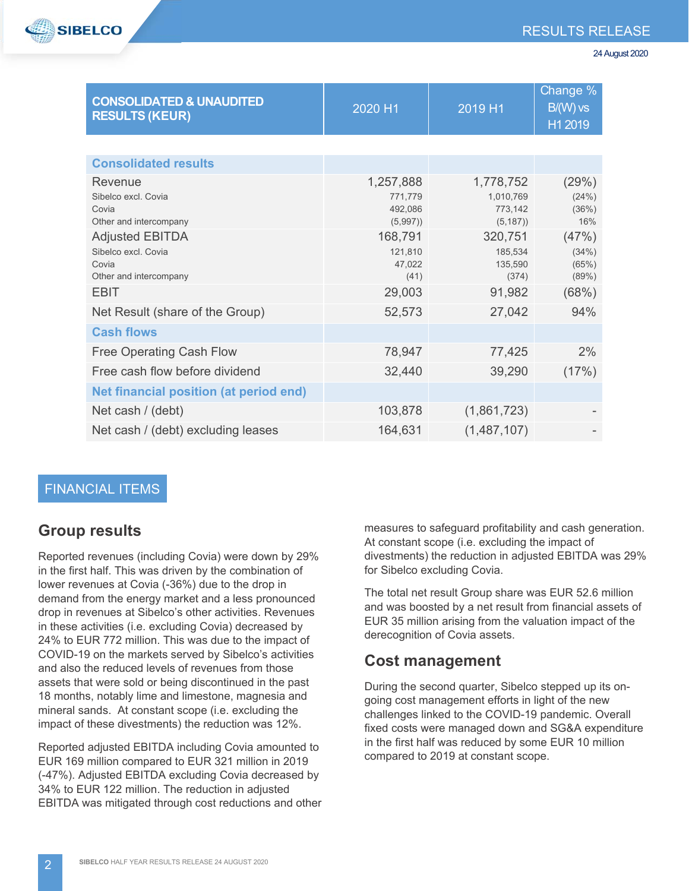| CONSOLIDATED & UNAUDITED RESULTS (KEUR) | 2020 H1 | 2019 H1 | Change % B/(W) vs H1 2019 |
|---|---|---|---|
| **Consolidated results** | | | |
| Revenue | 1,257,888 | 1,778,752 | (29%) |
| Sibelco excl. Covia | 771,779 | 1,010,769 | (24%) |
| Covia | 492,086 | 773,142 | (36%) |
| Other and intercompany | (5,997)) | (5,187)) | 16% |
| Adjusted EBITDA | 168,791 | 320,751 | (47%) |
| Sibelco excl. Covia | 121,810 | 185,534 | (34%) |
| Covia | 47,022 | 135,590 | (65%) |
| Other and intercompany | (41) | (374) | (89%) |
| EBIT | 29,003 | 91,982 | (68%) |
| Net Result (share of the Group) | 52,573 | 27,042 | 94% |
| **Cash flows** | | | |
| Free Operating Cash Flow | 78,947 | 77,425 | 2% |
| Free cash flow before dividend | 32,440 | 39,290 | (17%) |
| **Net financial position (at period end)** | | | |
| Net cash / (debt) | 103,878 | (1,861,723) | - |
| Net cash / (debt) excluding leases | 164,631 | (1,487,107) | - |

# FINANCIAL ITEMS

## Group results

Reported revenues (including Covia) were down by 29% in the first half. This was driven by the combination of lower revenues at Covia (-36%) due to the drop in demand from the energy market and a less pronounced drop in revenues at Sibelco's other activities. Revenues in these activities (i.e. excluding Covia) decreased by 24% to EUR 772 million. This was due to the impact of COVID-19 on the markets served by Sibelco's activities and also the reduced levels of revenues from those assets that were sold or being discontinued in the past 18 months, notably lime and limestone, magnesia and mineral sands. At constant scope (i.e. excluding the impact of these divestments) the reduction was 12%.

Reported adjusted EBITDA including Covia amounted to EUR 169 million compared to EUR 321 million in 2019 (-47%). Adjusted EBITDA excluding Covia decreased by 34% to EUR 122 million. The reduction in adjusted EBITDA was mitigated through cost reductions and other measures to safeguard profitability and cash generation. At constant scope (i.e. excluding the impact of divestments) the reduction in adjusted EBITDA was 29% for Sibelco excluding Covia.

The total net result Group share was EUR 52.6 million and was boosted by a net result from financial assets of EUR 35 million arising from the valuation impact of the derecognition of Covia assets.

## Cost management

During the second quarter, Sibelco stepped up its on-going cost management efforts in light of the new challenges linked to the COVID-19 pandemic. Overall fixed costs were managed down and SG&A expenditure in the first half was reduced by some EUR 10 million compared to 2019 at constant scope.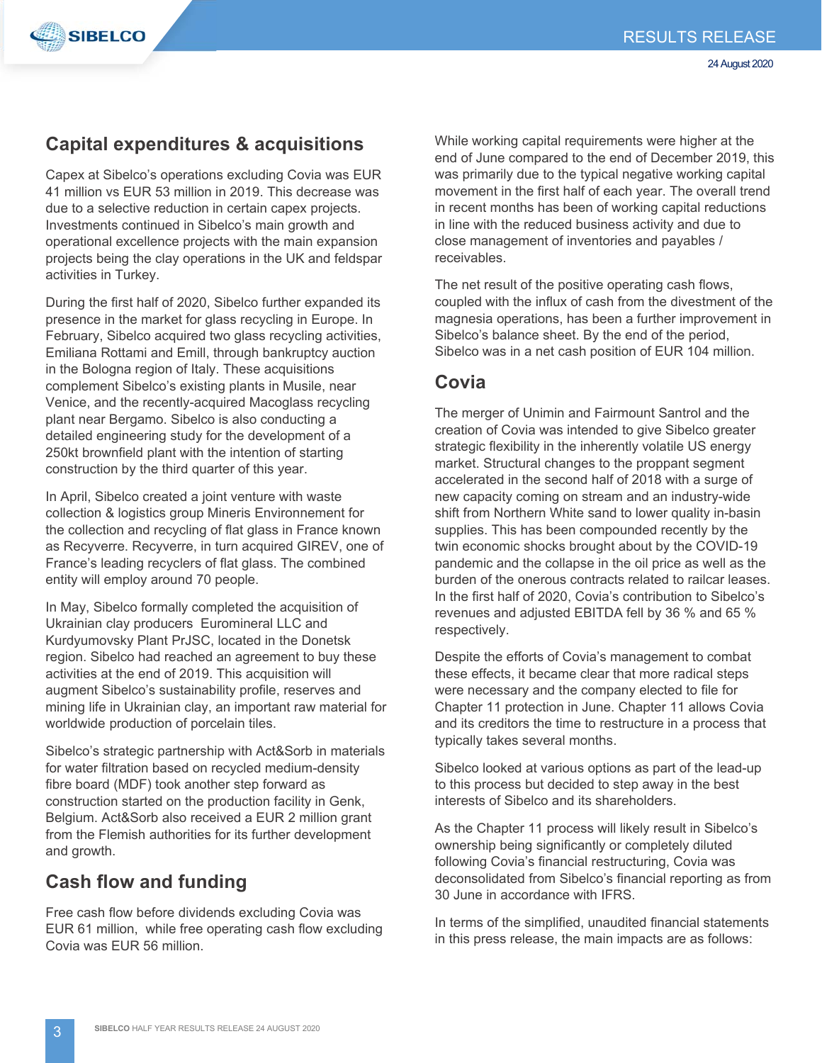## Capital expenditures & acquisitions

Capex at Sibelco's operations excluding Covia was EUR 41 million vs EUR 53 million in 2019. This decrease was due to a selective reduction in certain capex projects. Investments continued in Sibelco's main growth and operational excellence projects with the main expansion projects being the clay operations in the UK and feldspar activities in Turkey.

During the first half of 2020, Sibelco further expanded its presence in the market for glass recycling in Europe. In February, Sibelco acquired two glass recycling activities, Emiliana Rottami and Emill, through bankruptcy auction in the Bologna region of Italy. These acquisitions complement Sibelco's existing plants in Musile, near Venice, and the recently-acquired Macoglass recycling plant near Bergamo. Sibelco is also conducting a detailed engineering study for the development of a 250kt brownfield plant with the intention of starting construction by the third quarter of this year.

In April, Sibelco created a joint venture with waste collection & logistics group Mineris Environnement for the collection and recycling of flat glass in France known as Recyverre. Recyverre, in turn acquired GIREV, one of France's leading recyclers of flat glass. The combined entity will employ around 70 people.

In May, Sibelco formally completed the acquisition of Ukrainian clay producers Euromineral LLC and Kurdyumovsky Plant PrJSC, located in the Donetsk region. Sibelco had reached an agreement to buy these activities at the end of 2019. This acquisition will augment Sibelco's sustainability profile, reserves and mining life in Ukrainian clay, an important raw material for worldwide production of porcelain tiles.

Sibelco's strategic partnership with Act&Sorb in materials for water filtration based on recycled medium-density fibre board (MDF) took another step forward as construction started on the production facility in Genk, Belgium. Act&Sorb also received a EUR 2 million grant from the Flemish authorities for its further development and growth.

## Cash flow and funding

Free cash flow before dividends excluding Covia was EUR 61 million, while free operating cash flow excluding Covia was EUR 56 million.

While working capital requirements were higher at the end of June compared to the end of December 2019, this was primarily due to the typical negative working capital movement in the first half of each year. The overall trend in recent months has been of working capital reductions in line with the reduced business activity and due to close management of inventories and payables / receivables.

The net result of the positive operating cash flows, coupled with the influx of cash from the divestment of the magnesia operations, has been a further improvement in Sibelco's balance sheet. By the end of the period, Sibelco was in a net cash position of EUR 104 million.

## Covia

The merger of Unimin and Fairmount Santrol and the creation of Covia was intended to give Sibelco greater strategic flexibility in the inherently volatile US energy market. Structural changes to the proppant segment accelerated in the second half of 2018 with a surge of new capacity coming on stream and an industry-wide shift from Northern White sand to lower quality in-basin supplies. This has been compounded recently by the twin economic shocks brought about by the COVID-19 pandemic and the collapse in the oil price as well as the burden of the onerous contracts related to railcar leases. In the first half of 2020, Covia's contribution to Sibelco's revenues and adjusted EBITDA fell by 36 % and 65 % respectively.

Despite the efforts of Covia's management to combat these effects, it became clear that more radical steps were necessary and the company elected to file for Chapter 11 protection in June. Chapter 11 allows Covia and its creditors the time to restructure in a process that typically takes several months.

Sibelco looked at various options as part of the lead-up to this process but decided to step away in the best interests of Sibelco and its shareholders.

As the Chapter 11 process will likely result in Sibelco's ownership being significantly or completely diluted following Covia's financial restructuring, Covia was deconsolidated from Sibelco's financial reporting as from 30 June in accordance with IFRS.

In terms of the simplified, unaudited financial statements in this press release, the main impacts are as follows: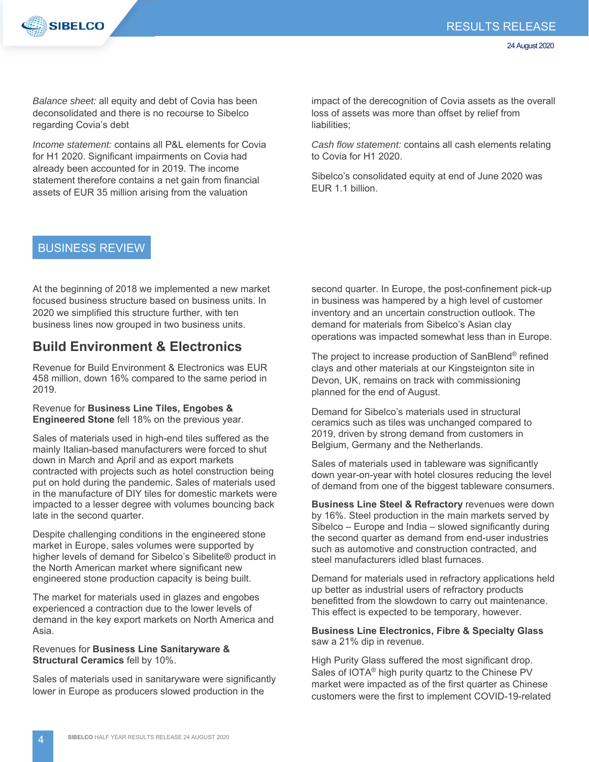*Balance sheet:* all equity and debt of Covia has been deconsolidated and there is no recourse to Sibelco regarding Covia's debt

*Income statement:* contains all P&L elements for Covia for H1 2020. Significant impairments on Covia had already been accounted for in 2019. The income statement therefore contains a net gain from financial assets of EUR 35 million arising from the valuation impact of the derecognition of Covia assets as the overall loss of assets was more than offset by relief from liabilities;

*Cash flow statement:* contains all cash elements relating to Covia for H1 2020.

Sibelco's consolidated equity at end of June 2020 was EUR 1.1 billion.

## BUSINESS REVIEW

At the beginning of 2018 we implemented a new market focused business structure based on business units. In 2020 we simplified this structure further, with ten business lines now grouped in two business units.

### Build Environment & Electronics

Revenue for Build Environment & Electronics was EUR 458 million, down 16% compared to the same period in 2019.

Revenue for **Business Line Tiles, Engobes & Engineered Stone** fell 18% on the previous year.

Sales of materials used in high-end tiles suffered as the mainly Italian-based manufacturers were forced to shut down in March and April and as export markets contracted with projects such as hotel construction being put on hold during the pandemic. Sales of materials used in the manufacture of DIY tiles for domestic markets were impacted to a lesser degree with volumes bouncing back late in the second quarter.

Despite challenging conditions in the engineered stone market in Europe, sales volumes were supported by higher levels of demand for Sibelco's Sibelite® product in the North American market where significant new engineered stone production capacity is being built.

The market for materials used in glazes and engobes experienced a contraction due to the lower levels of demand in the key export markets on North America and Asia.

Revenues for **Business Line Sanitaryware & Structural Ceramics** fell by 10%.

Sales of materials used in sanitaryware were significantly lower in Europe as producers slowed production in the second quarter. In Europe, the post-confinement pick-up in business was hampered by a high level of customer inventory and an uncertain construction outlook. The demand for materials from Sibelco's Asian clay operations was impacted somewhat less than in Europe.

The project to increase production of SanBlend® refined clays and other materials at our Kingsteignton site in Devon, UK, remains on track with commissioning planned for the end of August.

Demand for Sibelco's materials used in structural ceramics such as tiles was unchanged compared to 2019, driven by strong demand from customers in Belgium, Germany and the Netherlands.

Sales of materials used in tableware was significantly down year-on-year with hotel closures reducing the level of demand from one of the biggest tableware consumers.

**Business Line Steel & Refractory** revenues were down by 16%. Steel production in the main markets served by Sibelco – Europe and India – slowed significantly during the second quarter as demand from end-user industries such as automotive and construction contracted, and steel manufacturers idled blast furnaces.

Demand for materials used in refractory applications held up better as industrial users of refractory products benefitted from the slowdown to carry out maintenance. This effect is expected to be temporary, however.

**Business Line Electronics, Fibre & Specialty Glass** saw a 21% dip in revenue.

High Purity Glass suffered the most significant drop. Sales of IOTA® high purity quartz to the Chinese PV market were impacted as of the first quarter as Chinese customers were the first to implement COVID-19-related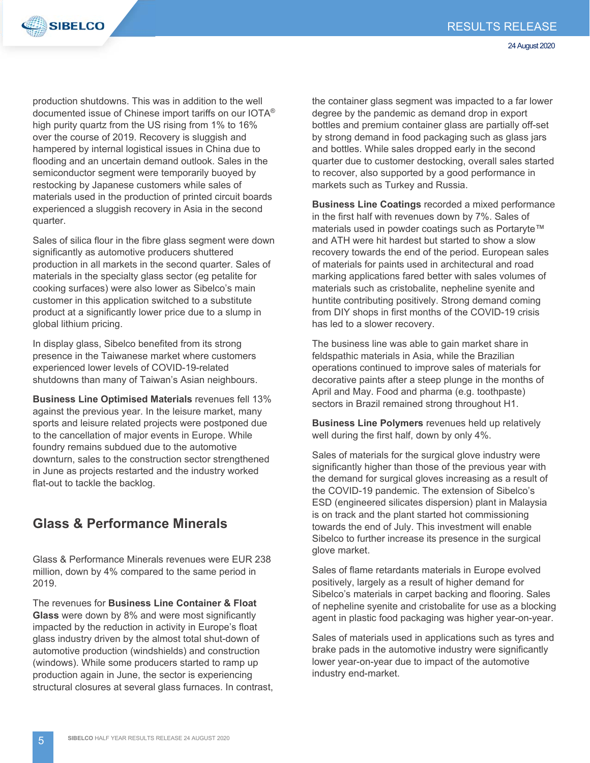production shutdowns. This was in addition to the well documented issue of Chinese import tariffs on our IOTA® high purity quartz from the US rising from 1% to 16% over the course of 2019. Recovery is sluggish and hampered by internal logistical issues in China due to flooding and an uncertain demand outlook. Sales in the semiconductor segment were temporarily buoyed by restocking by Japanese customers while sales of materials used in the production of printed circuit boards experienced a sluggish recovery in Asia in the second quarter.

Sales of silica flour in the fibre glass segment were down significantly as automotive producers shuttered production in all markets in the second quarter. Sales of materials in the specialty glass sector (eg petalite for cooking surfaces) were also lower as Sibelco's main customer in this application switched to a substitute product at a significantly lower price due to a slump in global lithium pricing.

In display glass, Sibelco benefited from its strong presence in the Taiwanese market where customers experienced lower levels of COVID-19-related shutdowns than many of Taiwan's Asian neighbours.

**Business Line Optimised Materials** revenues fell 13% against the previous year. In the leisure market, many sports and leisure related projects were postponed due to the cancellation of major events in Europe. While foundry remains subdued due to the automotive downturn, sales to the construction sector strengthened in June as projects restarted and the industry worked flat-out to tackle the backlog.

## Glass & Performance Minerals

Glass & Performance Minerals revenues were EUR 238 million, down by 4% compared to the same period in 2019.

The revenues for **Business Line Container & Float Glass** were down by 8% and were most significantly impacted by the reduction in activity in Europe's float glass industry driven by the almost total shut-down of automotive production (windshields) and construction (windows). While some producers started to ramp up production again in June, the sector is experiencing structural closures at several glass furnaces. In contrast, the container glass segment was impacted to a far lower degree by the pandemic as demand drop in export bottles and premium container glass are partially off-set by strong demand in food packaging such as glass jars and bottles. While sales dropped early in the second quarter due to customer destocking, overall sales started to recover, also supported by a good performance in markets such as Turkey and Russia.

**Business Line Coatings** recorded a mixed performance in the first half with revenues down by 7%. Sales of materials used in powder coatings such as Portaryte™ and ATH were hit hardest but started to show a slow recovery towards the end of the period. European sales of materials for paints used in architectural and road marking applications fared better with sales volumes of materials such as cristobalite, nepheline syenite and huntite contributing positively. Strong demand coming from DIY shops in first months of the COVID-19 crisis has led to a slower recovery.

The business line was able to gain market share in feldspathic materials in Asia, while the Brazilian operations continued to improve sales of materials for decorative paints after a steep plunge in the months of April and May. Food and pharma (e.g. toothpaste) sectors in Brazil remained strong throughout H1.

**Business Line Polymers** revenues held up relatively well during the first half, down by only 4%.

Sales of materials for the surgical glove industry were significantly higher than those of the previous year with the demand for surgical gloves increasing as a result of the COVID-19 pandemic. The extension of Sibelco's ESD (engineered silicates dispersion) plant in Malaysia is on track and the plant started hot commissioning towards the end of July. This investment will enable Sibelco to further increase its presence in the surgical glove market.

Sales of flame retardants materials in Europe evolved positively, largely as a result of higher demand for Sibelco's materials in carpet backing and flooring. Sales of nepheline syenite and cristobalite for use as a blocking agent in plastic food packaging was higher year-on-year.

Sales of materials used in applications such as tyres and brake pads in the automotive industry were significantly lower year-on-year due to impact of the automotive industry end-market.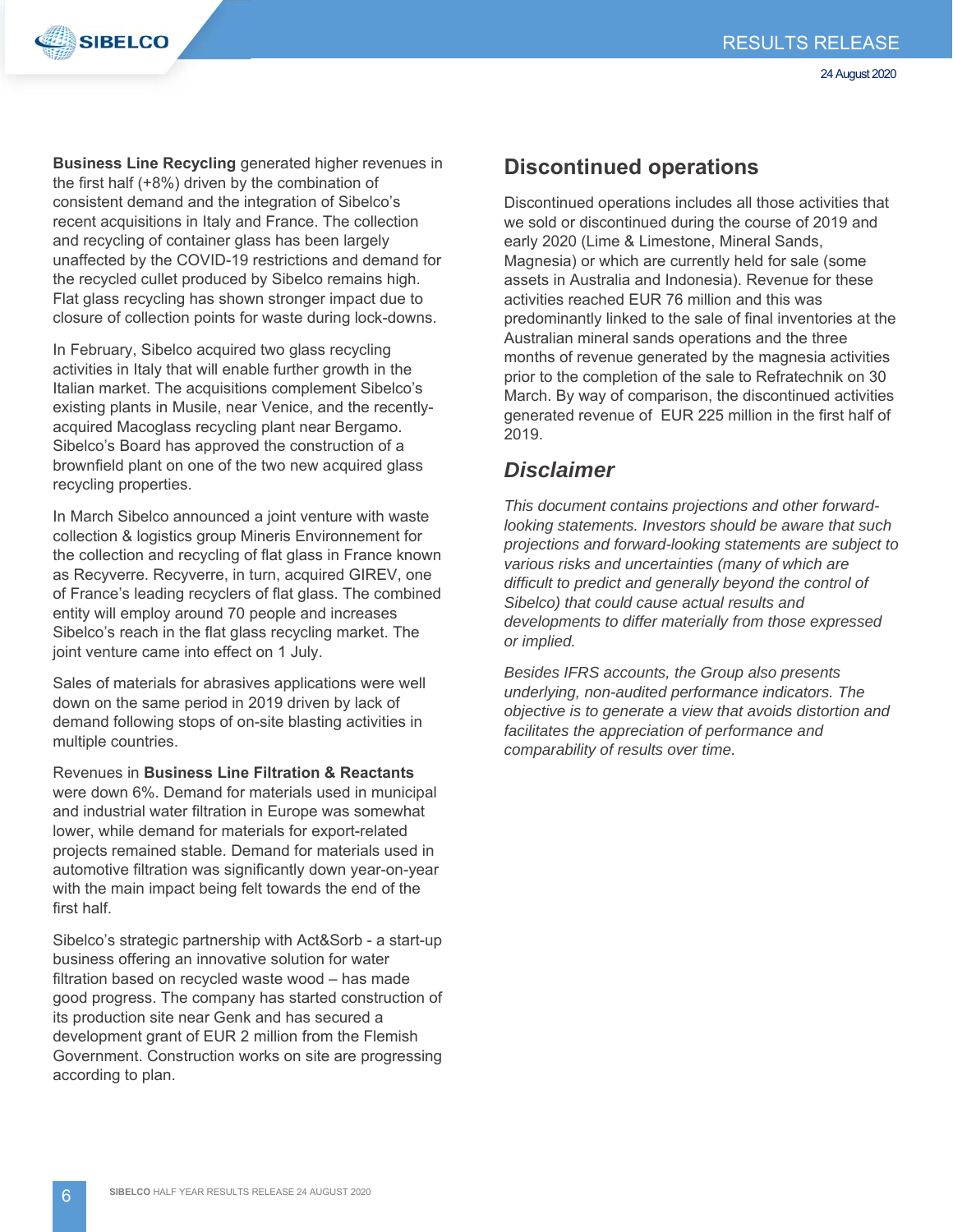**Business Line Recycling** generated higher revenues in the first half (+8%) driven by the combination of consistent demand and the integration of Sibelco's recent acquisitions in Italy and France. The collection and recycling of container glass has been largely unaffected by the COVID-19 restrictions and demand for the recycled cullet produced by Sibelco remains high. Flat glass recycling has shown stronger impact due to closure of collection points for waste during lock-downs.

In February, Sibelco acquired two glass recycling activities in Italy that will enable further growth in the Italian market. The acquisitions complement Sibelco's existing plants in Musile, near Venice, and the recently-acquired Macoglass recycling plant near Bergamo. Sibelco's Board has approved the construction of a brownfield plant on one of the two new acquired glass recycling properties.

In March Sibelco announced a joint venture with waste collection & logistics group Mineris Environnement for the collection and recycling of flat glass in France known as Recyverre. Recyverre, in turn, acquired GIREV, one of France's leading recyclers of flat glass. The combined entity will employ around 70 people and increases Sibelco's reach in the flat glass recycling market. The joint venture came into effect on 1 July.

Sales of materials for abrasives applications were well down on the same period in 2019 driven by lack of demand following stops of on-site blasting activities in multiple countries.

Revenues in **Business Line Filtration & Reactants** were down 6%. Demand for materials used in municipal and industrial water filtration in Europe was somewhat lower, while demand for materials for export-related projects remained stable. Demand for materials used in automotive filtration was significantly down year-on-year with the main impact being felt towards the end of the first half.

Sibelco's strategic partnership with Act&Sorb - a start-up business offering an innovative solution for water filtration based on recycled waste wood – has made good progress. The company has started construction of its production site near Genk and has secured a development grant of EUR 2 million from the Flemish Government. Construction works on site are progressing according to plan.

## Discontinued operations

Discontinued operations includes all those activities that we sold or discontinued during the course of 2019 and early 2020 (Lime & Limestone, Mineral Sands, Magnesia) or which are currently held for sale (some assets in Australia and Indonesia). Revenue for these activities reached EUR 76 million and this was predominantly linked to the sale of final inventories at the Australian mineral sands operations and the three months of revenue generated by the magnesia activities prior to the completion of the sale to Refratechnik on 30 March. By way of comparison, the discontinued activities generated revenue of EUR 225 million in the first half of 2019.

## *Disclaimer*

*This document contains projections and other forward-looking statements. Investors should be aware that such projections and forward-looking statements are subject to various risks and uncertainties (many of which are difficult to predict and generally beyond the control of Sibelco) that could cause actual results and developments to differ materially from those expressed or implied.*

*Besides IFRS accounts, the Group also presents underlying, non-audited performance indicators. The objective is to generate a view that avoids distortion and facilitates the appreciation of performance and comparability of results over time.*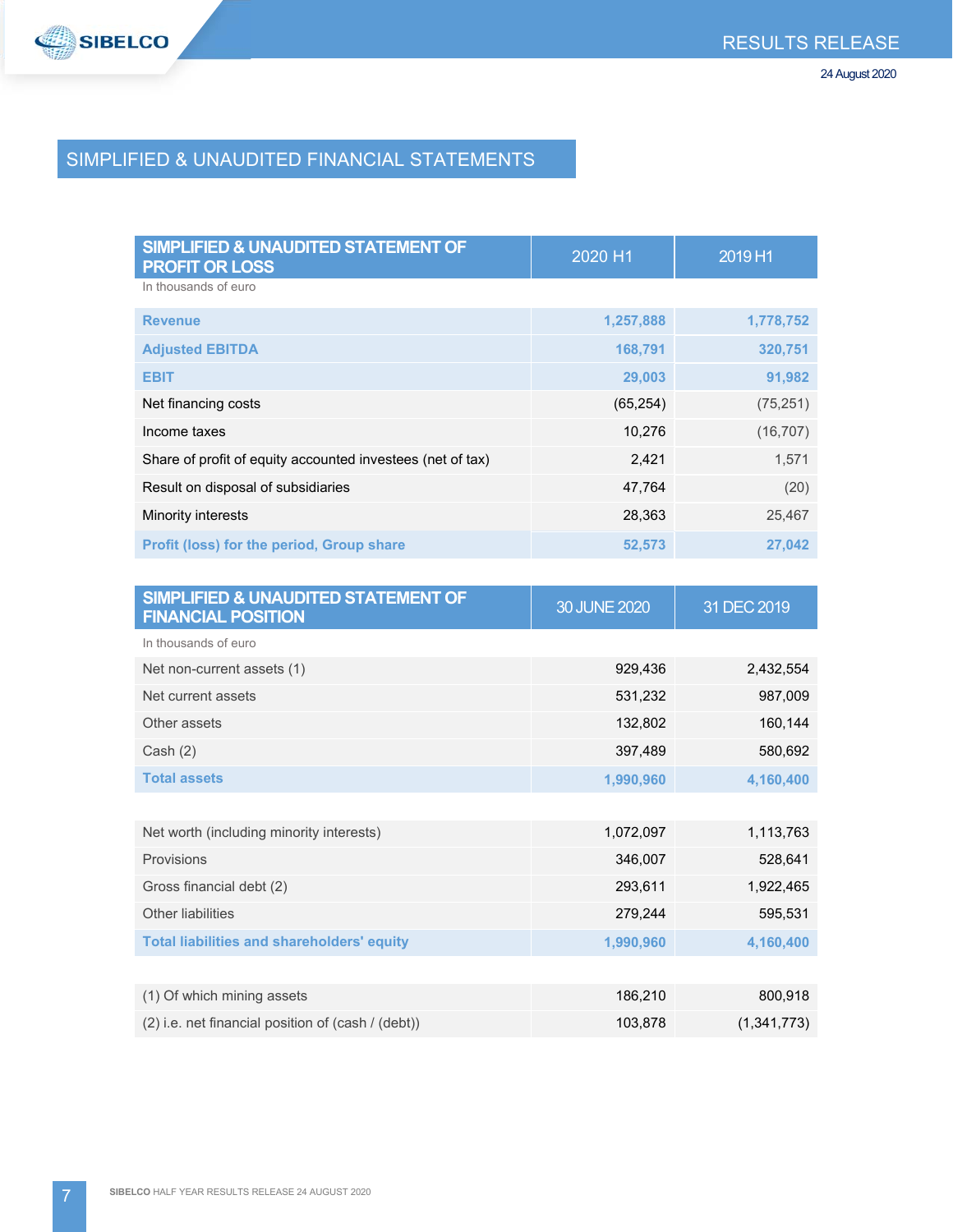# SIMPLIFIED & UNAUDITED FINANCIAL STATEMENTS

| SIMPLIFIED & UNAUDITED STATEMENT OF PROFIT OR LOSS | 2020 H1 | 2019 H1 |
|---|---|---|
| In thousands of euro | | |
| **Revenue** | **1,257,888** | **1,778,752** |
| **Adjusted EBITDA** | **168,791** | **320,751** |
| **EBIT** | **29,003** | **91,982** |
| Net financing costs | (65,254) | (75,251) |
| Income taxes | 10,276 | (16,707) |
| Share of profit of equity accounted investees (net of tax) | 2,421 | 1,571 |
| Result on disposal of subsidiaries | 47,764 | (20) |
| Minority interests | 28,363 | 25,467 |
| **Profit (loss) for the period, Group share** | **52,573** | **27,042** |

| SIMPLIFIED & UNAUDITED STATEMENT OF FINANCIAL POSITION | 30 JUNE 2020 | 31 DEC 2019 |
|---|---|---|
| In thousands of euro | | |
| Net non-current assets (1) | 929,436 | 2,432,554 |
| Net current assets | 531,232 | 987,009 |
| Other assets | 132,802 | 160,144 |
| Cash (2) | 397,489 | 580,692 |
| **Total assets** | **1,990,960** | **4,160,400** |
| | | |
| Net worth (including minority interests) | 1,072,097 | 1,113,763 |
| Provisions | 346,007 | 528,641 |
| Gross financial debt (2) | 293,611 | 1,922,465 |
| Other liabilities | 279,244 | 595,531 |
| **Total liabilities and shareholders' equity** | **1,990,960** | **4,160,400** |
| | | |
| (1) Of which mining assets | 186,210 | 800,918 |
| (2) i.e. net financial position of (cash / (debt)) | 103,878 | (1,341,773) |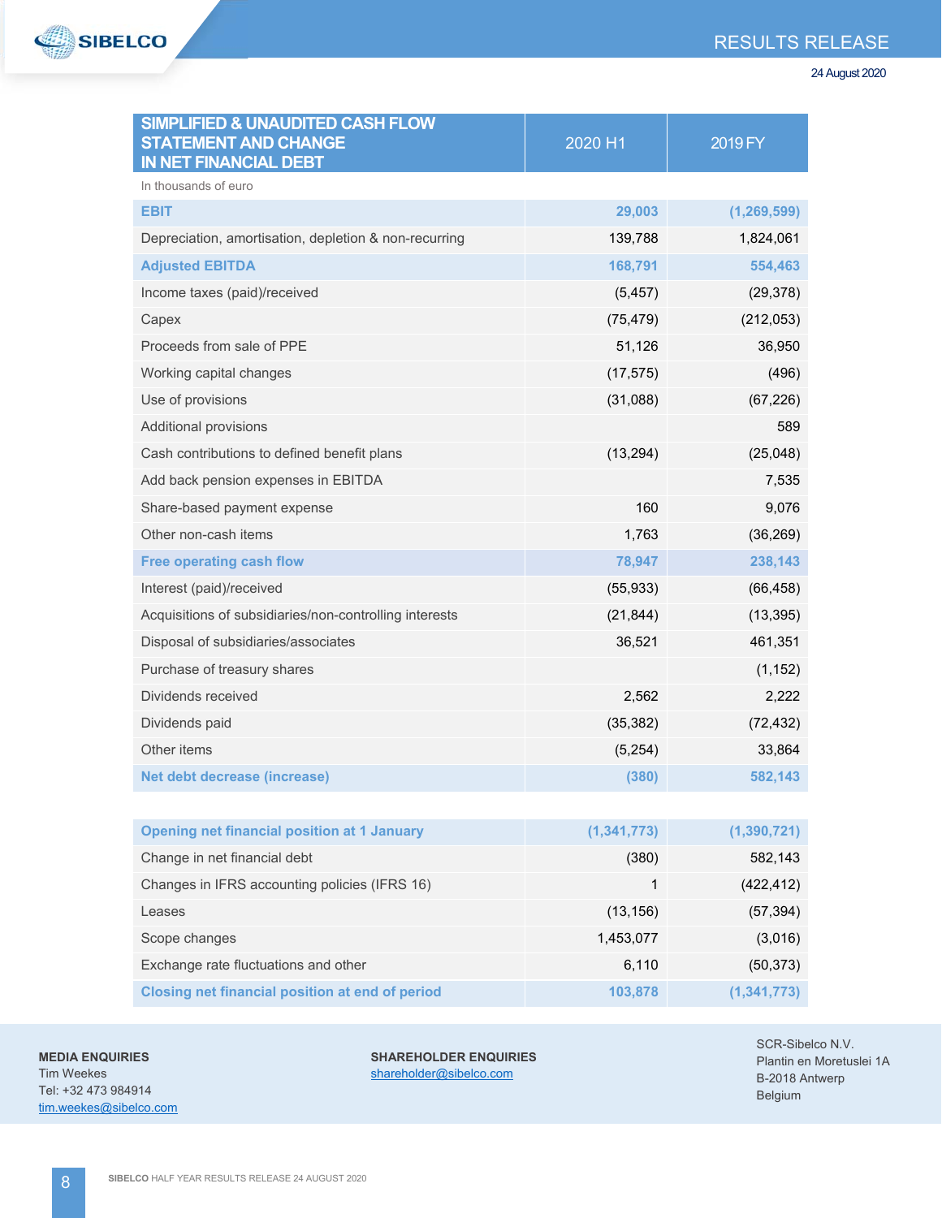| SIMPLIFIED & UNAUDITED CASH FLOW STATEMENT AND CHANGE IN NET FINANCIAL DEBT | 2020 H1 | 2019 FY |
|---|---|---|
| In thousands of euro | | |
| **EBIT** | **29,003** | **(1,269,599)** |
| Depreciation, amortisation, depletion & non-recurring | 139,788 | 1,824,061 |
| **Adjusted EBITDA** | **168,791** | **554,463** |
| Income taxes (paid)/received | (5,457) | (29,378) |
| Capex | (75,479) | (212,053) |
| Proceeds from sale of PPE | 51,126 | 36,950 |
| Working capital changes | (17,575) | (496) |
| Use of provisions | (31,088) | (67,226) |
| Additional provisions | | 589 |
| Cash contributions to defined benefit plans | (13,294) | (25,048) |
| Add back pension expenses in EBITDA | | 7,535 |
| Share-based payment expense | 160 | 9,076 |
| Other non-cash items | 1,763 | (36,269) |
| **Free operating cash flow** | **78,947** | **238,143** |
| Interest (paid)/received | (55,933) | (66,458) |
| Acquisitions of subsidiaries/non-controlling interests | (21,844) | (13,395) |
| Disposal of subsidiaries/associates | 36,521 | 461,351 |
| Purchase of treasury shares | | (1,152) |
| Dividends received | 2,562 | 2,222 |
| Dividends paid | (35,382) | (72,432) |
| Other items | (5,254) | 33,864 |
| **Net debt decrease (increase)** | **(380)** | **582,143** |

| | | |
|---|---|---|
| **Opening net financial position at 1 January** | **(1,341,773)** | **(1,390,721)** |
| Change in net financial debt | (380) | 582,143 |
| Changes in IFRS accounting policies (IFRS 16) | 1 | (422,412) |
| Leases | (13,156) | (57,394) |
| Scope changes | 1,453,077 | (3,016) |
| Exchange rate fluctuations and other | 6,110 | (50,373) |
| **Closing net financial position at end of period** | **103,878** | **(1,341,773)** |

**MEDIA ENQUIRIES**
Tim Weekes
Tel: +32 473 984914
tim.weekes@sibelco.com

**SHAREHOLDER ENQUIRIES**
shareholder@sibelco.com

SCR-Sibelco N.V.
Plantin en Moretuslei 1A
B-2018 Antwerp
Belgium